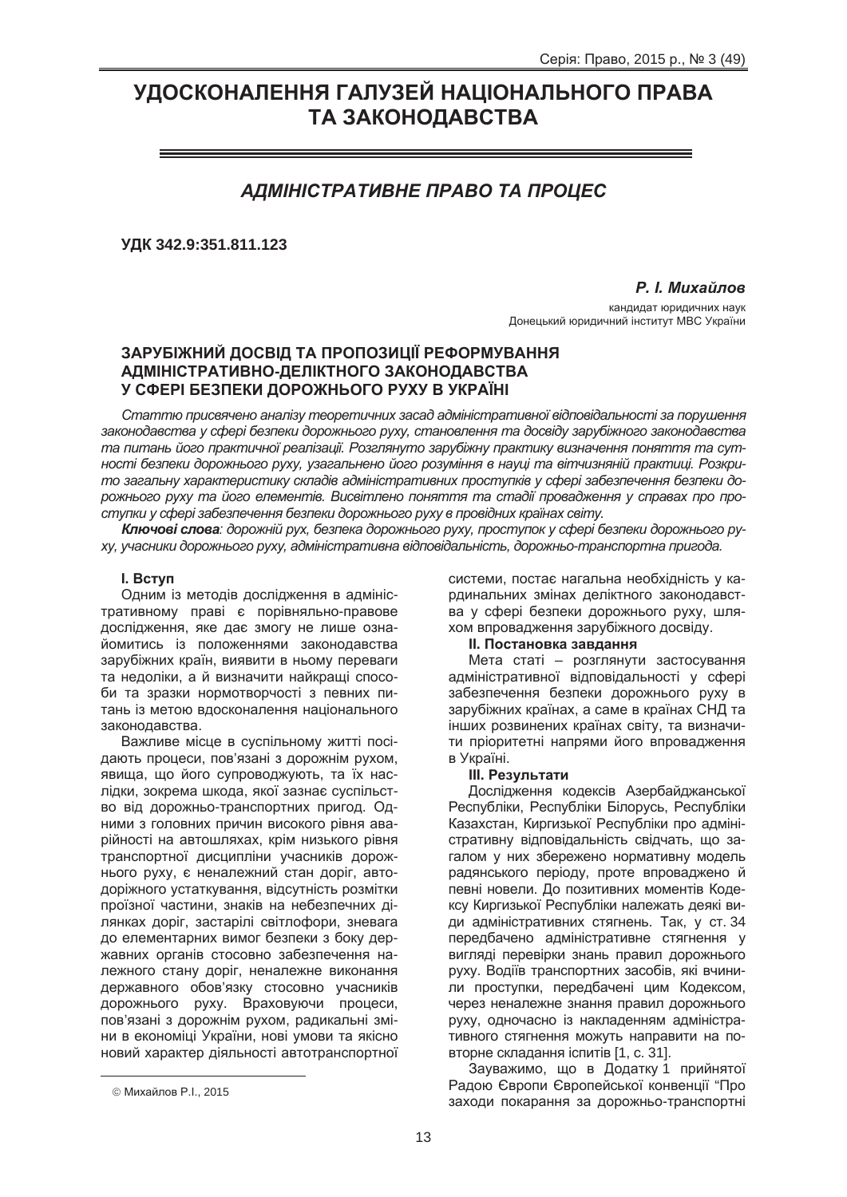# УДОСКОНАЛЕННЯ ГАЛУЗЕЙ НАЦІОНАЛЬНОГО ПРАВА ТА ЗАКОНОДАВСТВА

## *АДМІНІСТРАТИВНЕ ПРАВО ТА ПРОЦЕС*

**УДК 342.9:351.811.123**

***Р. І. Михайлов***

кандидат юридичних наук
Донецький юридичний інститут МВС України

### ЗАРУБІЖНИЙ ДОСВІД ТА ПРОПОЗИЦІЇ РЕФОРМУВАННЯ АДМІНІСТРАТИВНО-ДЕЛІКТНОГО ЗАКОНОДАВСТВА У СФЕРІ БЕЗПЕКИ ДОРОЖНЬОГО РУХУ В УКРАЇНІ

*Статтю присвячено аналізу теоретичних засад адміністративної відповідальності за порушення законодавства у сфері безпеки дорожнього руху, становлення та досвіду зарубіжного законодавства та питань його практичної реалізації. Розглянуто зарубіжну практику визначення поняття та сутності безпеки дорожнього руху, узагальнено його розуміння в науці та вітчизняній практиці. Розкрито загальну характеристику складів адміністративних проступків у сфері забезпечення безпеки дорожнього руху та його елементів. Висвітлено поняття та стадії провадження у справах про проступки у сфері забезпечення безпеки дорожнього руху в провідних країнах світу.*

***Ключові слова**: дорожній рух, безпека дорожнього руху, проступок у сфері безпеки дорожнього руху, учасники дорожнього руху, адміністративна відповідальність, дорожньо-транспортна пригода.*

#### I. Вступ

Одним із методів дослідження в адміністративному праві є порівняльно-правове дослідження, яке дає змогу не лише ознайомитись із положеннями законодавства зарубіжних країн, виявити в ньому переваги та недоліки, а й визначити найкращі способи та зразки нормотворчості з певних питань із метою вдосконалення національного законодавства.

Важливе місце в суспільному житті посідають процеси, пов’язані з дорожнім рухом, явища, що його супроводжують, та їх наслідки, зокрема шкода, якої зазнає суспільство від дорожньо-транспортних пригод. Одними з головних причин високого рівня аварійності на автошляхах, крім низького рівня транспортної дисципліни учасників дорожнього руху, є неналежний стан доріг, автодоріжного устаткування, відсутність розмітки проїзної частини, знаків на небезпечних ділянках доріг, застарілі світлофори, зневага до елементарних вимог безпеки з боку державних органів стосовно забезпечення належного стану доріг, неналежне виконання державного обов’язку стосовно учасників дорожнього руху. Враховуючи процеси, пов’язані з дорожнім рухом, радикальні зміни в економіці України, нові умови та якісно новий характер діяльності автотранспортної системи, постає нагальна необхідність у кардинальних змінах деліктного законодавства у сфері безпеки дорожнього руху, шляхом впровадження зарубіжного досвіду.

#### II. Постановка завдання

Мета статі – розглянути застосування адміністративної відповідальності у сфері забезпечення безпеки дорожнього руху в зарубіжних країнах, а саме в країнах СНД та інших розвинених країнах світу, та визначити пріоритетні напрями його впровадження в Україні.

#### III. Результати

Дослідження кодексів Азербайджанської Республіки, Республіки Білорусь, Республіки Казахстан, Киргизької Республіки про адміністративну відповідальність свідчать, що загалом у них збережено нормативну модель радянського періоду, проте впроваджено й певні новели. До позитивних моментів Кодексу Киргизької Республіки належать деякі види адміністративних стягнень. Так, у ст. 34 передбачено адміністративне стягнення у вигляді перевірки знань правил дорожнього руху. Водіїв транспортних засобів, які вчинили проступки, передбачені цим Кодексом, через неналежне знання правил дорожнього руху, одночасно із накладенням адміністративного стягнення можуть направити на повторне складання іспитів [1, с. 31].

Зауважимо, що в Додатку 1 прийнятої Радою Європи Європейської конвенції “Про заходи покарання за дорожньо-транспортні

© Михайлов Р.І., 2015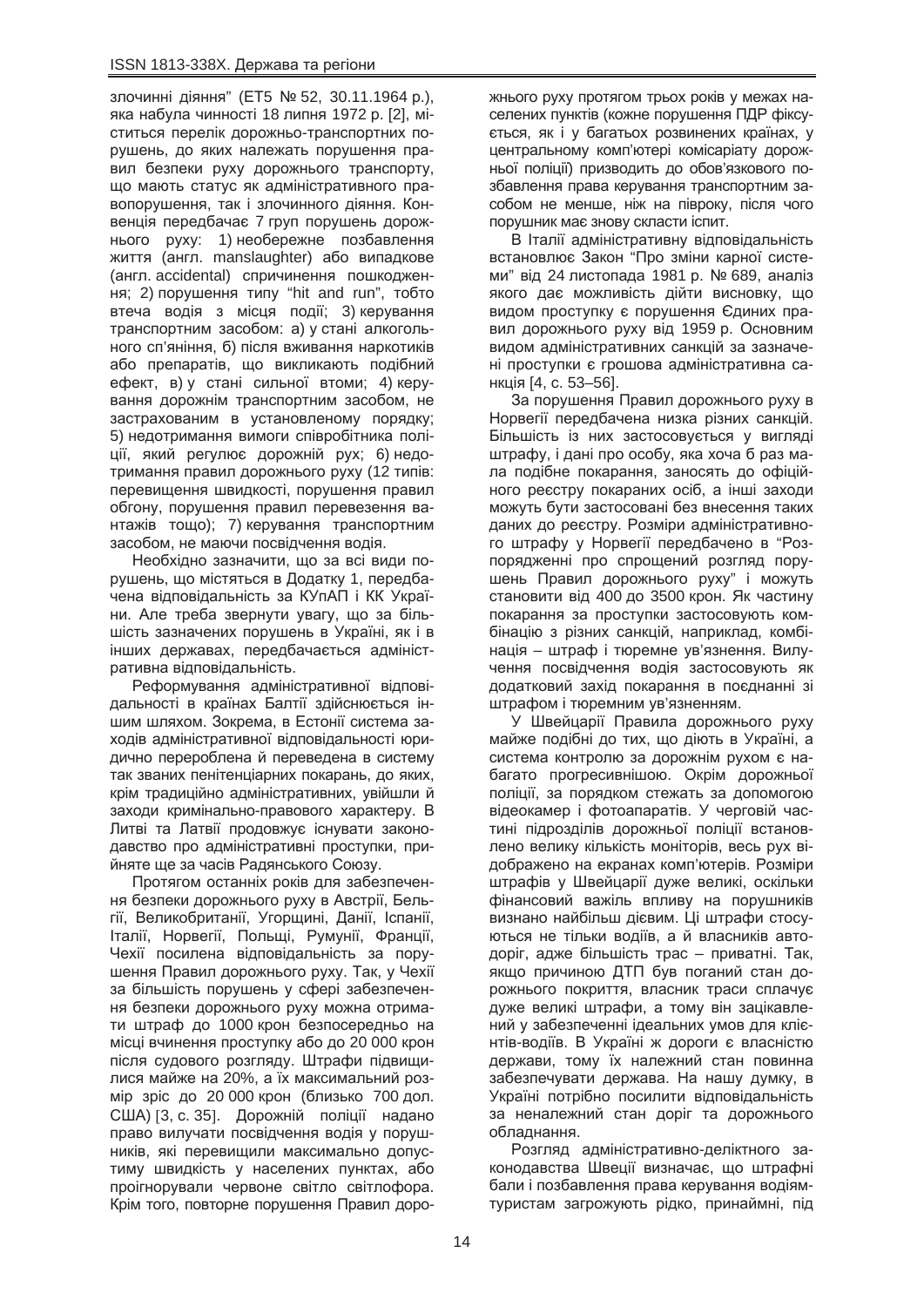злочинні діяння" (ЕТ5 № 52, 30.11.1964 р.), яка набула чинності 18 липня 1972 р. [2], міститься перелік дорожньо-транспортних порушень, до яких належать порушення правил безпеки руху дорожнього транспорту, що мають статус як адміністративного правопорушення, так і злочинного діяння. Конвенція передбачає 7 груп порушень дорожнього руху: 1) необережне позбавлення життя (англ. manslaughter) або випадкове (англ. accidental) спричинення пошкодження; 2) порушення типу "hit and run", тобто втеча водія з місця події; 3) керування транспортним засобом: а) у стані алкогольного сп'яніння, б) після вживання наркотиків або препаратів, що викликають подібний ефект, в) у стані сильної втоми; 4) керування дорожнім транспортним засобом, не застрахованим в установленому порядку; 5) недотримання вимоги співробітника поліції, який регулює дорожній рух; 6) недотримання правил дорожнього руху (12 типів: перевищення швидкості, порушення правил обгону, порушення правил перевезення вантажів тощо); 7) керування транспортним засобом, не маючи посвідчення водія.

Необхідно зазначити, що за всі види порушень, що містяться в Додатку 1, передбачена відповідальність за КУпАП і КК України. Але треба звернути увагу, що за більшість зазначених порушень в Україні, як і в інших державах, передбачається адміністративна відповідальність.

Реформування адміністративної відповідальності в країнах Балтії здійснюється іншим шляхом. Зокрема, в Естонії система заходів адміністративної відповідальності юридично перероблена й переведена в систему так званих пенітенціарних покарань, до яких, крім традиційно адміністративних, увійшли й заходи кримінально-правового характеру. В Литві та Латвії продовжує існувати законодавство про адміністративні проступки, прийняте ще за часів Радянського Союзу.

Протягом останніх років для забезпечення безпеки дорожнього руху в Австрії, Бельгії, Великобританії, Угорщині, Данії, Іспанії, Італії, Норвегії, Польщі, Румунії, Франції, Чехії посилена відповідальність за порушення Правил дорожнього руху. Так, у Чехії за більшість порушень у сфері забезпечення безпеки дорожнього руху можна отримати штраф до 1000 крон безпосередньо на місці вчинення проступку або до 20 000 крон після судового розгляду. Штрафи підвищилися майже на 20%, а їх максимальний розмір зріс до 20 000 крон (близько 700 дол. США) [3, с. 35]. Дорожній поліції надано право вилучати посвідчення водія у порушників, які перевищили максимально допустиму швидкість у населених пунктах, або проігнорували червоне світло світлофора. Крім того, повторне порушення Правил дорожнього руху протягом трьох років у межах населених пунктів (кожне порушення ПДР фіксується, як і у багатьох розвинених країнах, у центральному комп'ютері комісаріату дорожньої поліції) призводить до обов'язкового позбавлення права керування транспортним засобом не менше, ніж на півроку, після чого порушник має знову скласти іспит.

В Італії адміністративну відповідальність встановлює Закон "Про зміни карної системи" від 24 листопада 1981 р. № 689, аналіз якого дає можливість дійти висновку, що видом проступку є порушення Єдиних правил дорожнього руху від 1959 р. Основним видом адміністративних санкцій за зазначені проступки є грошова адміністративна санкція [4, с. 53–56].

За порушення Правил дорожнього руху в Норвегії передбачена низка різних санкцій. Більшість із них застосовується у вигляді штрафу, і дані про особу, яка хоча б раз мала подібне покарання, заносять до офіційного реєстру покараних осіб, а інші заходи можуть бути застосовані без внесення таких даних до реєстру. Розміри адміністративного штрафу у Норвегії передбачено в "Розпорядженні про спрощений розгляд порушень Правил дорожнього руху" і можуть становити від 400 до 3500 крон. Як частину покарання за проступки застосовують комбінацію з різних санкцій, наприклад, комбінація – штраф і тюремне ув'язнення. Вилучення посвідчення водія застосовують як додатковий захід покарання в поєднанні зі штрафом і тюремним ув'язненням.

У Швейцарії Правила дорожнього руху майже подібні до тих, що діють в Україні, а система контролю за дорожнім рухом є набагато прогресивнішою. Окрім дорожньої поліції, за порядком стежать за допомогою відеокамер і фотоапаратів. У черговій частині підрозділів дорожньої поліції встановлено велику кількість моніторів, весь рух відображено на екранах комп'ютерів. Розміри штрафів у Швейцарії дуже великі, оскільки фінансовий важіль впливу на порушників визнано найбільш дієвим. Ці штрафи стосуються не тільки водіїв, а й власників автодоріг, адже більшість трас – приватні. Так, якщо причиною ДТП був поганий стан дорожнього покриття, власник траси сплачує дуже великі штрафи, а тому він зацікавлений у забезпеченні ідеальних умов для клієнтів-водіїв. В Україні ж дороги є власністю держави, тому їх належний стан повинна забезпечувати держава. На нашу думку, в Україні потрібно посилити відповідальність за неналежний стан доріг та дорожнього обладнання.

Розгляд адміністративно-деліктного законодавства Швеції визначає, що штрафні бали і позбавлення права керування водіям-туристам загрожують рідко, принаймні, під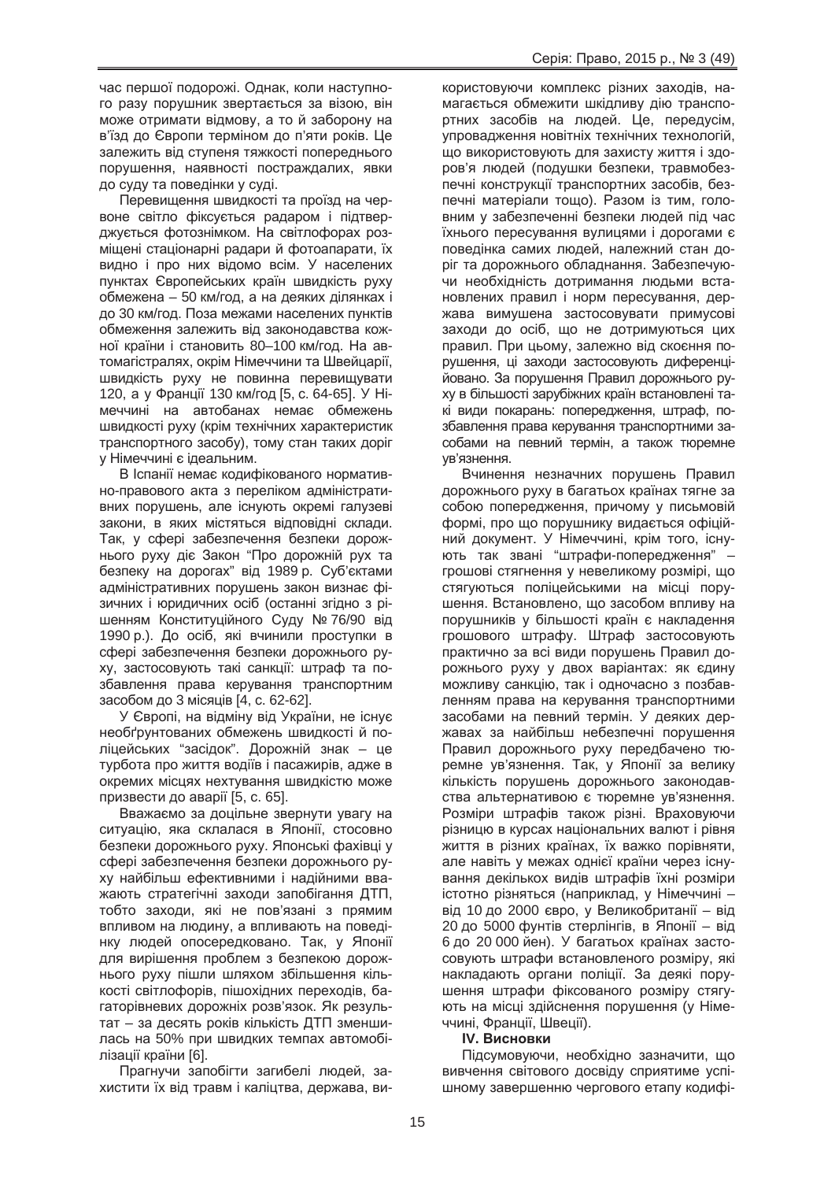час першої подорожі. Однак, коли наступного разу порушник звертається за візою, він може отримати відмову, а то й заборону на в'їзд до Європи терміном до п'яти років. Це залежить від ступеня тяжкості попереднього порушення, наявності постраждалих, явки до суду та поведінки у суді.

Перевищення швидкості та проїзд на червоне світло фіксується радаром і підтверджується фотознімком. На світлофорах розміщені стаціонарні радари й фотоапарати, їх видно і про них відомо всім. У населених пунктах Європейських країн швидкість руху обмежена – 50 км/год, а на деяких ділянках і до 30 км/год. Поза межами населених пунктів обмеження залежить від законодавства кожної країни і становить 80–100 км/год. На автомагістралях, окрім Німеччини та Швейцарії, швидкість руху не повинна перевищувати 120, а у Франції 130 км/год [5, с. 64-65]. У Німеччині на автобанах немає обмежень швидкості руху (крім технічних характеристик транспортного засобу), тому стан таких доріг у Німеччині є ідеальним.

В Іспанії немає кодифікованого нормативно-правового акта з переліком адміністративних порушень, але існують окремі галузеві закони, в яких містяться відповідні склади. Так, у сфері забезпечення безпеки дорожнього руху діє Закон "Про дорожній рух та безпеку на дорогах" від 1989 р. Суб'єктами адміністративних порушень закон визнає фізичних і юридичних осіб (останні згідно з рішенням Конституційного Суду № 76/90 від 1990 р.). До осіб, які вчинили проступки в сфері забезпечення безпеки дорожнього руху, застосовують такі санкції: штраф та позбавлення права керування транспортним засобом до 3 місяців [4, с. 62-62].

У Європі, на відміну від України, не існує необґрунтованих обмежень швидкості й поліцейських "засідок". Дорожній знак – це турбота про життя водіїв і пасажирів, адже в окремих місцях нехтування швидкістю може призвести до аварії [5, с. 65].

Вважаємо за доцільне звернути увагу на ситуацію, яка склалася в Японії, стосовно безпеки дорожнього руху. Японські фахівці у сфері забезпечення безпеки дорожнього руху найбільш ефективними і надійними вважають стратегічні заходи запобігання ДТП, тобто заходи, які не пов'язані з прямим впливом на людину, а впливають на поведінку людей опосередковано. Так, у Японії для вирішення проблем з безпекою дорожнього руху пішли шляхом збільшення кількості світлофорів, пішохідних переходів, багаторівневих дорожніх розв'язок. Як результат – за десять років кількість ДТП зменшилась на 50% при швидких темпах автомобілізації країни [6].

Прагнучи запобігти загибелі людей, захистити їх від травм і каліцтва, держава, використовуючи комплекс різних заходів, намагається обмежити шкідливу дію транспортних засобів на людей. Це, передусім, упровадження новітніх технічних технологій, що використовують для захисту життя і здоров'я людей (подушки безпеки, травмобезпечні конструкції транспортних засобів, безпечні матеріали тощо). Разом із тим, головним у забезпеченні безпеки людей під час їхнього пересування вулицями і дорогами є поведінка самих людей, належний стан доріг та дорожнього обладнання. Забезпечуючи необхідність дотримання людьми встановлених правил і норм пересування, держава вимушена застосовувати примусові заходи до осіб, що не дотримуються цих правил. При цьому, залежно від скоєння порушення, ці заходи застосовують диференційовано. За порушення Правил дорожнього руху в більшості зарубіжних країн встановлені такі види покарань: попередження, штраф, позбавлення права керування транспортними засобами на певний термін, а також тюремне ув'язнення.

Вчинення незначних порушень Правил дорожнього руху в багатьох країнах тягне за собою попередження, причому у письмовій формі, про що порушнику видається офіційний документ. У Німеччині, крім того, існують так звані "штрафи-попередження" – грошові стягнення у невеликому розмірі, що стягуються поліцейськими на місці порушення. Встановлено, що засобом впливу на порушників у більшості країн є накладення грошового штрафу. Штраф застосовують практично за всі види порушень Правил дорожнього руху у двох варіантах: як єдину можливу санкцію, так і одночасно з позбавленням права на керування транспортними засобами на певний термін. У деяких державах за найбільш небезпечні порушення Правил дорожнього руху передбачено тюремне ув'язнення. Так, у Японії за велику кількість порушень дорожнього законодавства альтернативою є тюремне ув'язнення. Розміри штрафів також різні. Враховуючи різницю в курсах національних валют і рівня життя в різних країнах, їх важко порівняти, але навіть у межах однієї країни через існування декількох видів штрафів їхні розміри істотно різняться (наприклад, у Німеччині – від 10 до 2000 євро, у Великобританії – від 20 до 5000 фунтів стерлінгів, в Японії – від 6 до 20 000 йен). У багатьох країнах застосовують штрафи встановленого розміру, які накладають органи поліції. За деякі порушення штрафи фіксованого розміру стягують на місці здійснення порушення (у Німеччині, Франції, Швеції).

**IV. Висновки**

Підсумовуючи, необхідно зазначити, що вивчення світового досвіду сприятиме успішному завершенню чергового етапу кодифі-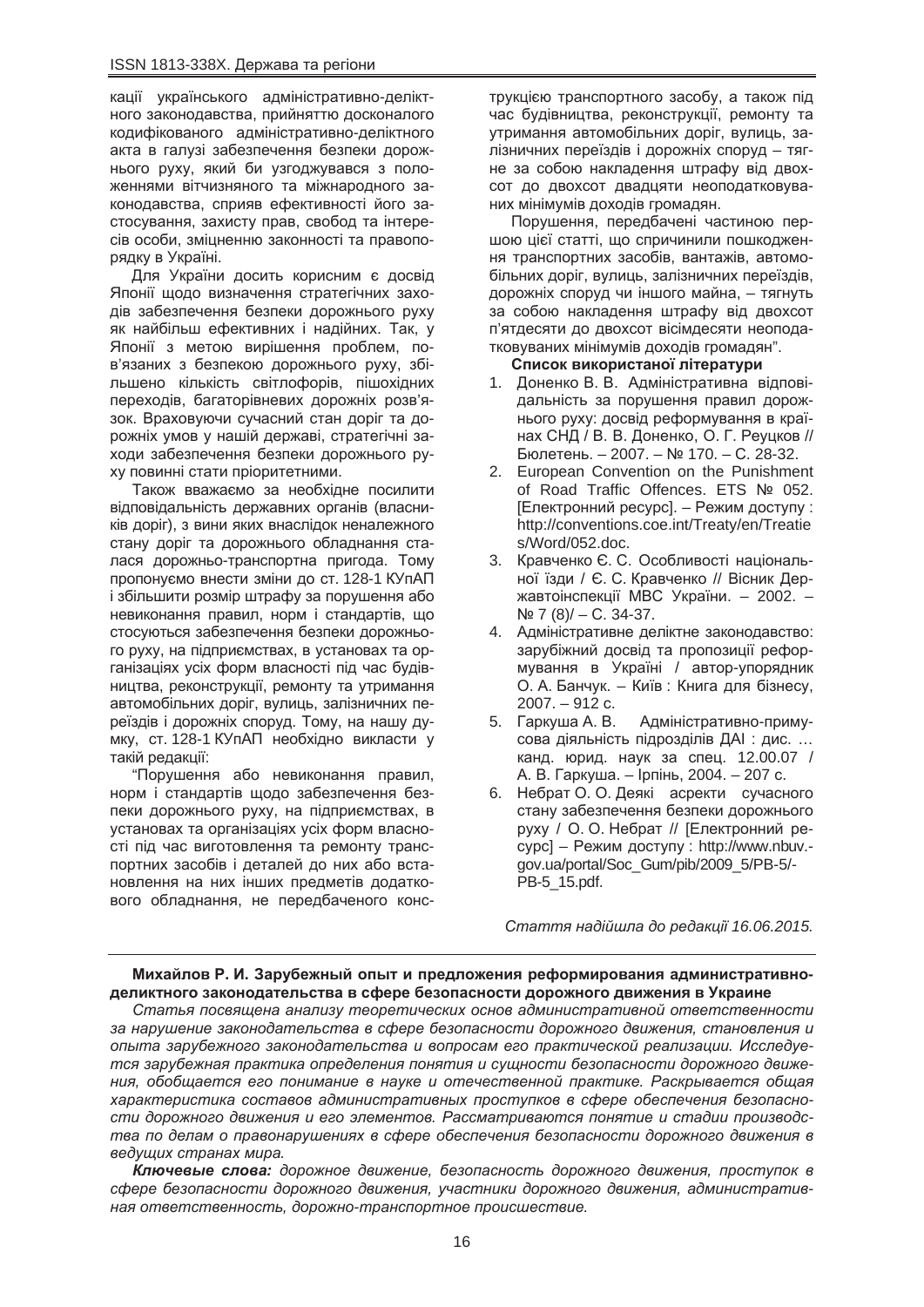кації українського адміністративно-деліктного законодавства, прийняттю досконалого кодифікованого адміністративно-деліктного акта в галузі забезпечення безпеки дорожнього руху, який би узгоджувався з положеннями вітчизняного та міжнародного законодавства, сприяв ефективності його застосування, захисту прав, свобод та інтересів особи, зміцненню законності та правопорядку в Україні.

Для України досить корисним є досвід Японії щодо визначення стратегічних заходів забезпечення безпеки дорожнього руху як найбільш ефективних і надійних. Так, у Японії з метою вирішення проблем, пов'язаних з безпекою дорожнього руху, збільшено кількість світлофорів, пішохідних переходів, багаторівневих дорожніх розв'язок. Враховуючи сучасний стан доріг та дорожніх умов у нашій державі, стратегічні заходи забезпечення безпеки дорожнього руху повинні стати пріоритетними.

Також вважаємо за необхідне посилити відповідальність державних органів (власників доріг), з вини яких внаслідок неналежного стану доріг та дорожнього обладнання сталася дорожньо-транспортна пригода. Тому пропонуємо внести зміни до ст. 128-1 КУпАП і збільшити розмір штрафу за порушення або невиконання правил, норм і стандартів, що стосуються забезпечення безпеки дорожнього руху, на підприємствах, в установах та організаціях усіх форм власності під час будівництва, реконструкції, ремонту та утримання автомобільних доріг, вулиць, залізничних переїздів і дорожніх споруд. Тому, на нашу думку, ст. 128-1 КУпАП необхідно викласти у такій редакції:

"Порушення або невиконання правил, норм і стандартів щодо забезпечення безпеки дорожнього руху, на підприємствах, в установах та організаціях усіх форм власності під час виготовлення та ремонту транспортних засобів і деталей до них або встановлення на них інших предметів додаткового обладнання, не передбаченого конструкцією транспортного засобу, а також під час будівництва, реконструкції, ремонту та утримання автомобільних доріг, вулиць, залізничних переїздів і дорожніх споруд – тягне за собою накладення штрафу від двохсот до двохсот двадцяти неоподатковуваних мінімумів доходів громадян.

Порушення, передбачені частиною першою цієї статті, що спричинили пошкодження транспортних засобів, вантажів, автомобільних доріг, вулиць, залізничних переїздів, дорожніх споруд чи іншого майна, – тягнуть за собою накладення штрафу від двохсот п'ятдесяти до двохсот вісімдесяти неоподатковуваних мінімумів доходів громадян".

**Список використаної літератури**

1. Доненко В. В. Адміністративна відповідальність за порушення правил дорожнього руху: досвід реформування в країнах СНД / В. В. Доненко, О. Г. Реуцков // Бюлетень. – 2007. – № 170. – С. 28-32.
2. European Convention on the Punishment of Road Traffic Offences. ETS № 052. [Електронний ресурс]. – Режим доступу : http://conventions.coe.int/Treaty/en/Treaties/Word/052.doc.
3. Кравченко Є. С. Особливості національної їзди / Є. С. Кравченко // Вісник Державтоінспекції МВС України. – 2002. – № 7 (8)/ – С. 34-37.
4. Адміністративне деліктне законодавство: зарубіжний досвід та пропозиції реформування в Україні / автор-упорядник О. А. Банчук. – Київ : Книга для бізнесу, 2007. – 912 с.
5. Гаркуша А. В. Адміністративно-примусова діяльність підрозділів ДАІ : дис. … канд. юрид. наук за спец. 12.00.07 / А. В. Гаркуша. – Ірпінь, 2004. – 207 с.
6. Небрат О. О. Деякі асректи сучасного стану забезпечення безпеки дорожнього руху / О. О. Небрат // [Електронний ресурс] – Режим доступу : http://www.nbuv.gov.ua/portal/Soc_Gum/pib/2009_5/PB-5/PB-5_15.pdf.

*Стаття надійшла до редакції 16.06.2015.*

---

**Михайлов Р. И. Зарубежный опыт и предложения реформирования административно-деликтного законодательства в сфере безопасности дорожного движения в Украине**

*Статья посвящена анализу теоретических основ административной ответственности за нарушение законодательства в сфере безопасности дорожного движения, становления и опыта зарубежного законодательства и вопросам его практической реализации. Исследуется зарубежная практика определения понятия и сущности безопасности дорожного движения, обобщается его понимание в науке и отечественной практике. Раскрывается общая характеристика составов административных проступков в сфере обеспечения безопасности дорожного движения и его элементов. Рассматриваются понятие и стадии производства по делам о правонарушениях в сфере обеспечения безопасности дорожного движения в ведущих странах мира.*

***Ключевые слова:*** *дорожное движение, безопасность дорожного движения, проступок в сфере безопасности дорожного движения, участники дорожного движения, административная ответственность, дорожно-транспортное происшествие.*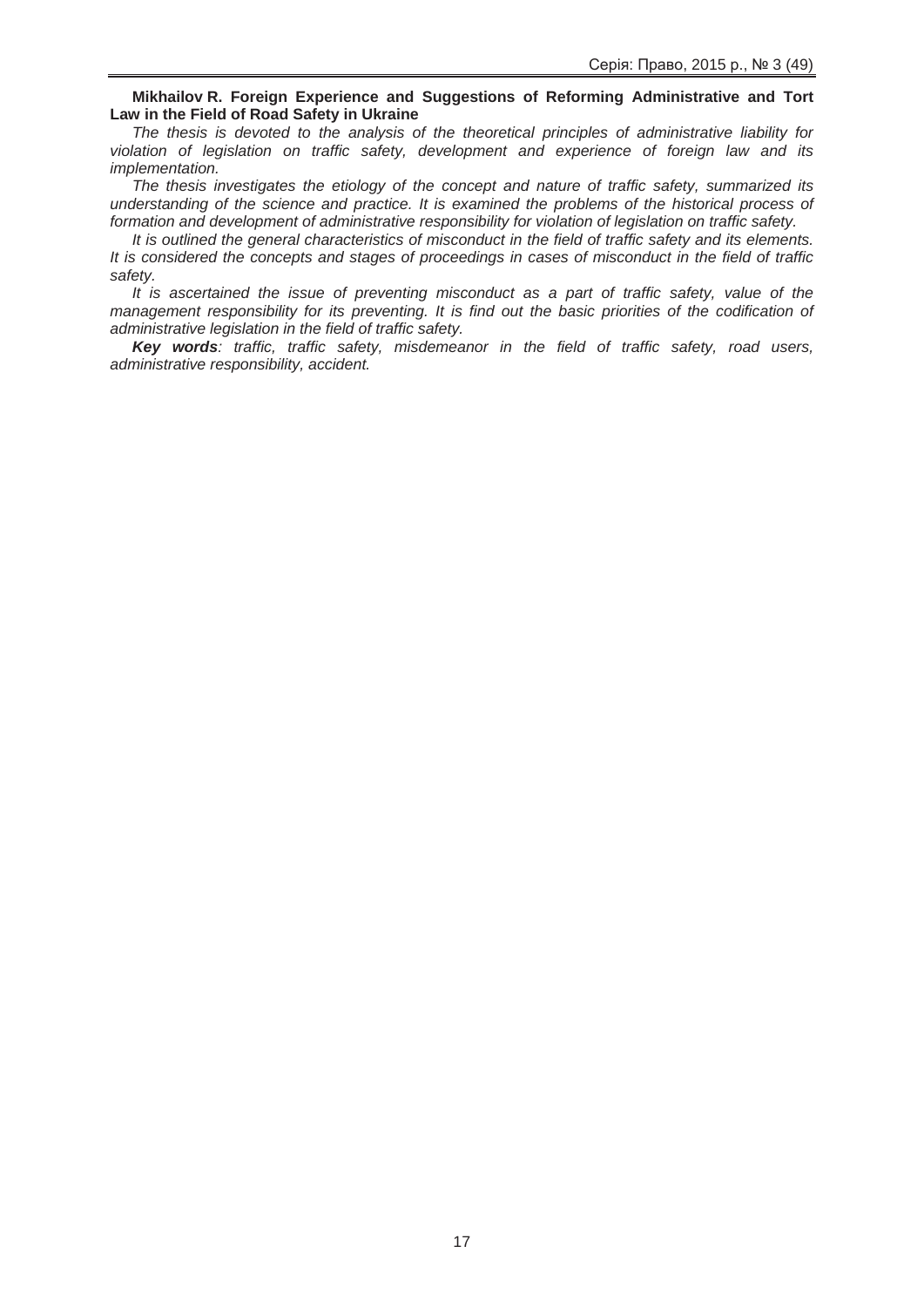**Mikhailov R. Foreign Experience and Suggestions of Reforming Administrative and Tort Law in the Field of Road Safety in Ukraine**

*The thesis is devoted to the analysis of the theoretical principles of administrative liability for violation of legislation on traffic safety, development and experience of foreign law and its implementation.*

*The thesis investigates the etiology of the concept and nature of traffic safety, summarized its understanding of the science and practice. It is examined the problems of the historical process of formation and development of administrative responsibility for violation of legislation on traffic safety.*

*It is outlined the general characteristics of misconduct in the field of traffic safety and its elements. It is considered the concepts and stages of proceedings in cases of misconduct in the field of traffic safety.*

*It is ascertained the issue of preventing misconduct as a part of traffic safety, value of the management responsibility for its preventing. It is find out the basic priorities of the codification of administrative legislation in the field of traffic safety.*

***Key words**: traffic, traffic safety, misdemeanor in the field of traffic safety, road users, administrative responsibility, accident.*